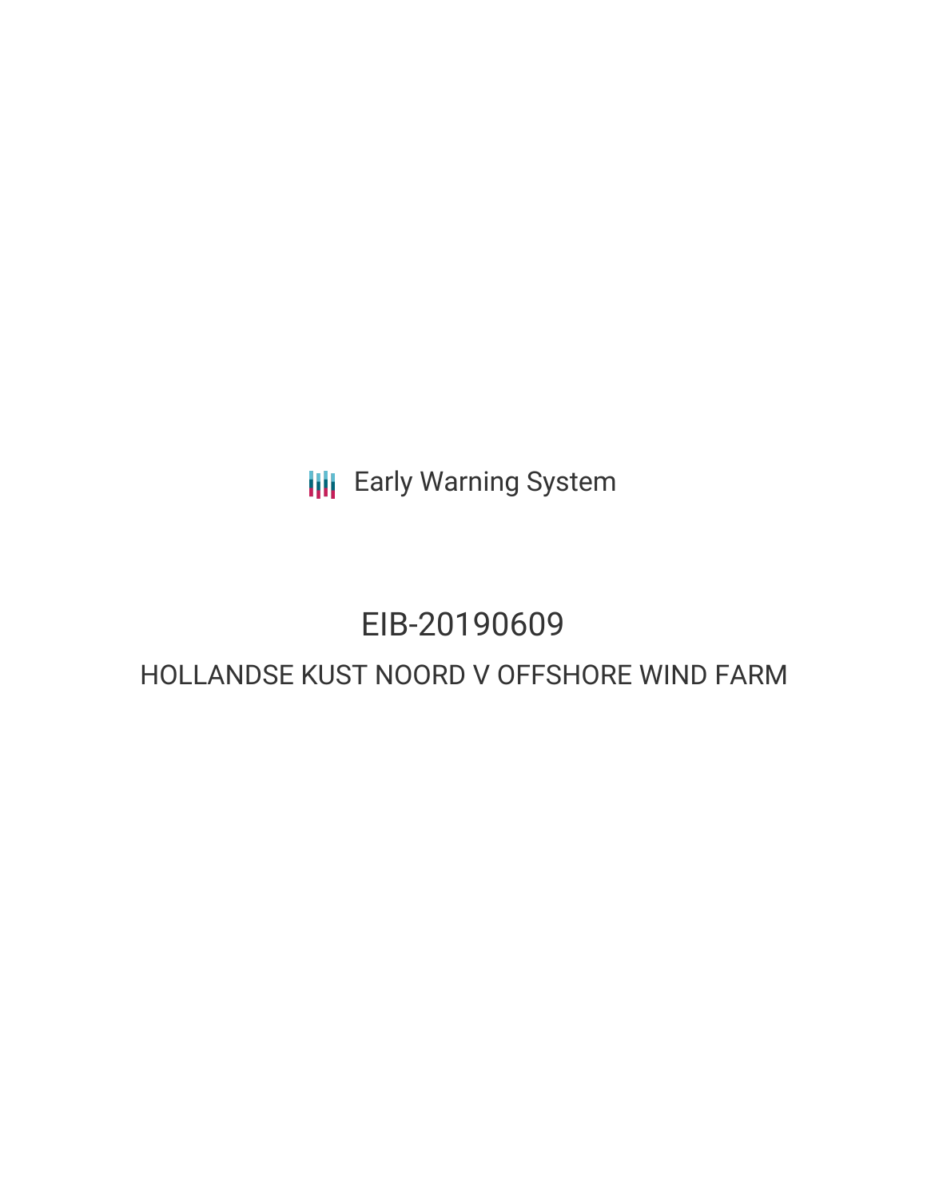Early Warning System

# EIB-20190609

## HOLLANDSE KUST NOORD V OFFSHORE WIND FARM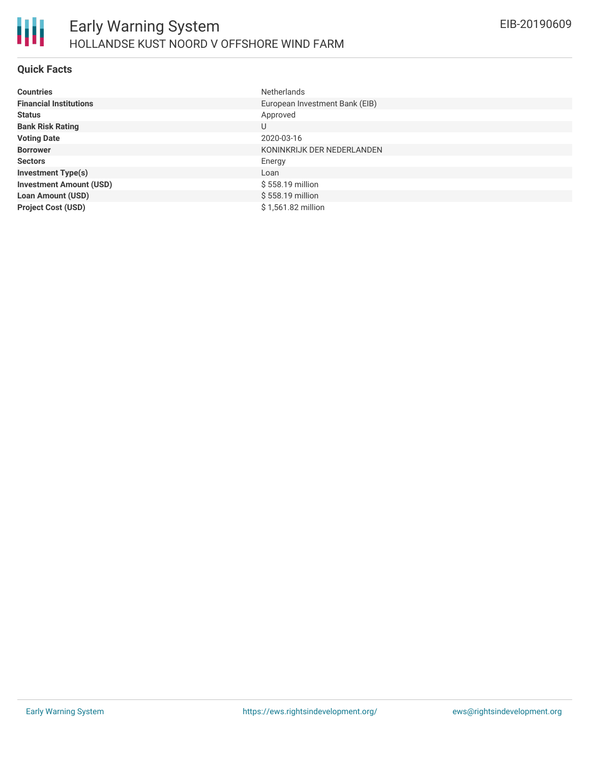# Early Warning System

## HOLLANDSE KUST NOORD V OFFSHORE WIND FARM

EIB-20190609

### Quick Facts

| | |
|---|---|
| **Countries** | Netherlands |
| **Financial Institutions** | European Investment Bank (EIB) |
| **Status** | Approved |
| **Bank Risk Rating** | U |
| **Voting Date** | 2020-03-16 |
| **Borrower** | KONINKRIJK DER NEDERLANDEN |
| **Sectors** | Energy |
| **Investment Type(s)** | Loan |
| **Investment Amount (USD)** | $ 558.19 million |
| **Loan Amount (USD)** | $ 558.19 million |
| **Project Cost (USD)** | $ 1,561.82 million |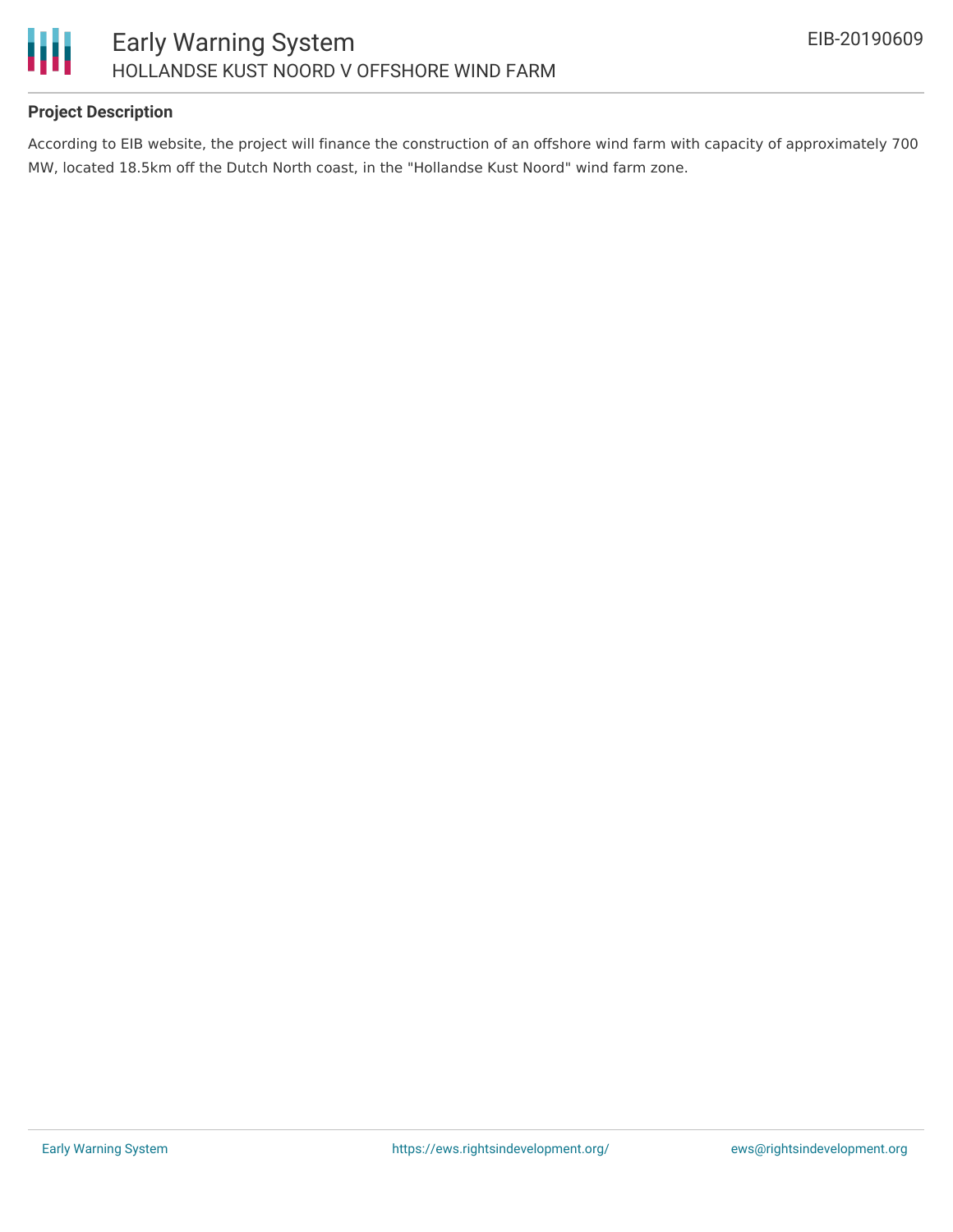### Project Description

According to EIB website, the project will finance the construction of an offshore wind farm with capacity of approximately 700 MW, located 18.5km off the Dutch North coast, in the "Hollandse Kust Noord" wind farm zone.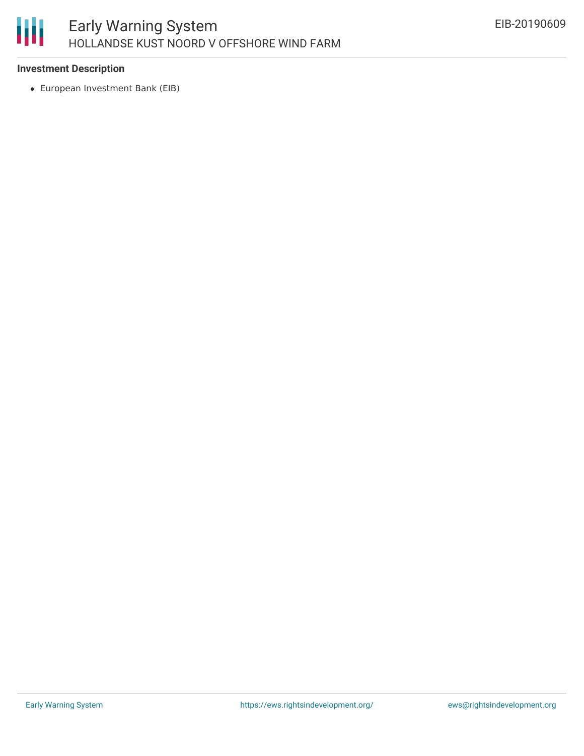**Investment Description**

- European Investment Bank (EIB)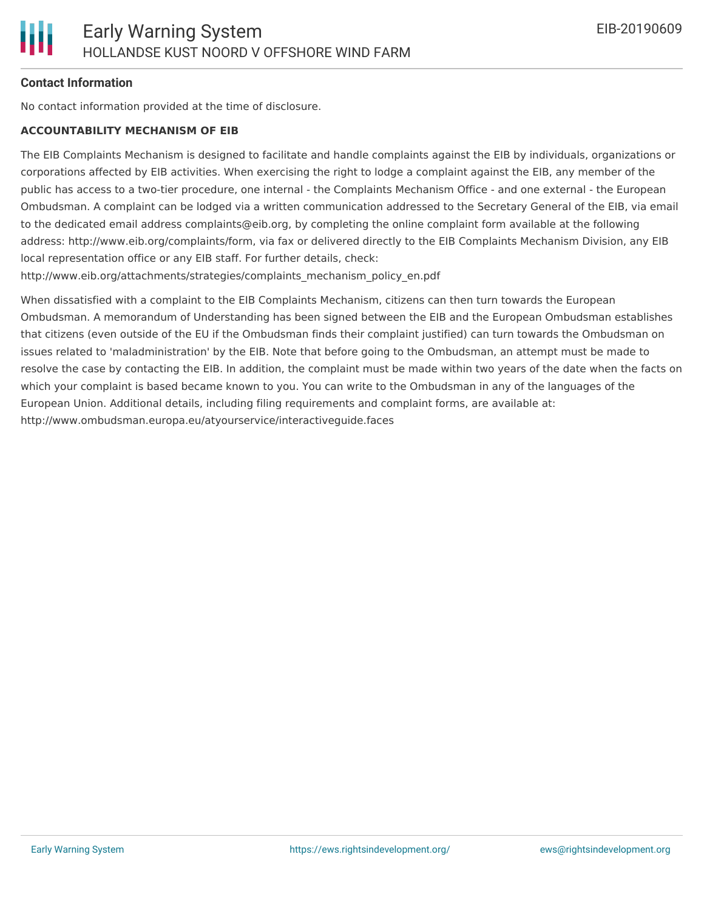**Contact Information**

No contact information provided at the time of disclosure.

**ACCOUNTABILITY MECHANISM OF EIB**

The EIB Complaints Mechanism is designed to facilitate and handle complaints against the EIB by individuals, organizations or corporations affected by EIB activities. When exercising the right to lodge a complaint against the EIB, any member of the public has access to a two-tier procedure, one internal - the Complaints Mechanism Office - and one external - the European Ombudsman. A complaint can be lodged via a written communication addressed to the Secretary General of the EIB, via email to the dedicated email address complaints@eib.org, by completing the online complaint form available at the following address: http://www.eib.org/complaints/form, via fax or delivered directly to the EIB Complaints Mechanism Division, any EIB local representation office or any EIB staff. For further details, check: http://www.eib.org/attachments/strategies/complaints_mechanism_policy_en.pdf

When dissatisfied with a complaint to the EIB Complaints Mechanism, citizens can then turn towards the European Ombudsman. A memorandum of Understanding has been signed between the EIB and the European Ombudsman establishes that citizens (even outside of the EU if the Ombudsman finds their complaint justified) can turn towards the Ombudsman on issues related to 'maladministration' by the EIB. Note that before going to the Ombudsman, an attempt must be made to resolve the case by contacting the EIB. In addition, the complaint must be made within two years of the date when the facts on which your complaint is based became known to you. You can write to the Ombudsman in any of the languages of the European Union. Additional details, including filing requirements and complaint forms, are available at: http://www.ombudsman.europa.eu/atyourservice/interactiveguide.faces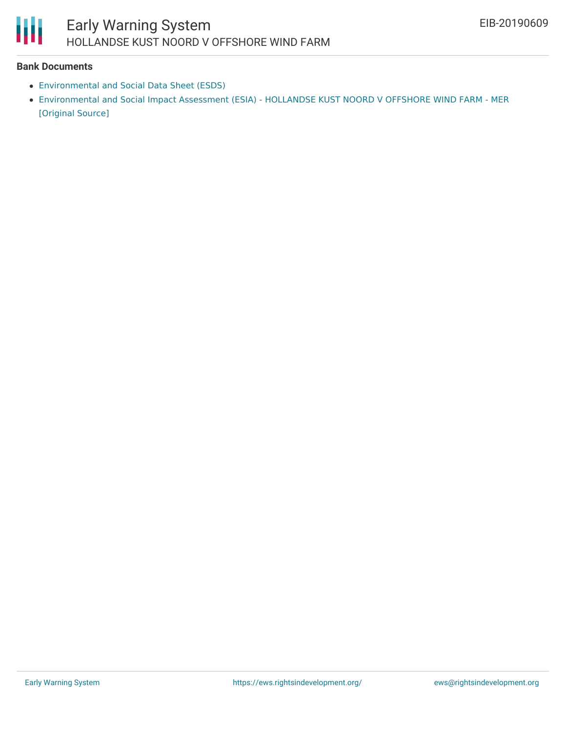**Bank Documents**

- Environmental and Social Data Sheet (ESDS)
- Environmental and Social Impact Assessment (ESIA) - HOLLANDSE KUST NOORD V OFFSHORE WIND FARM - MER [Original Source]